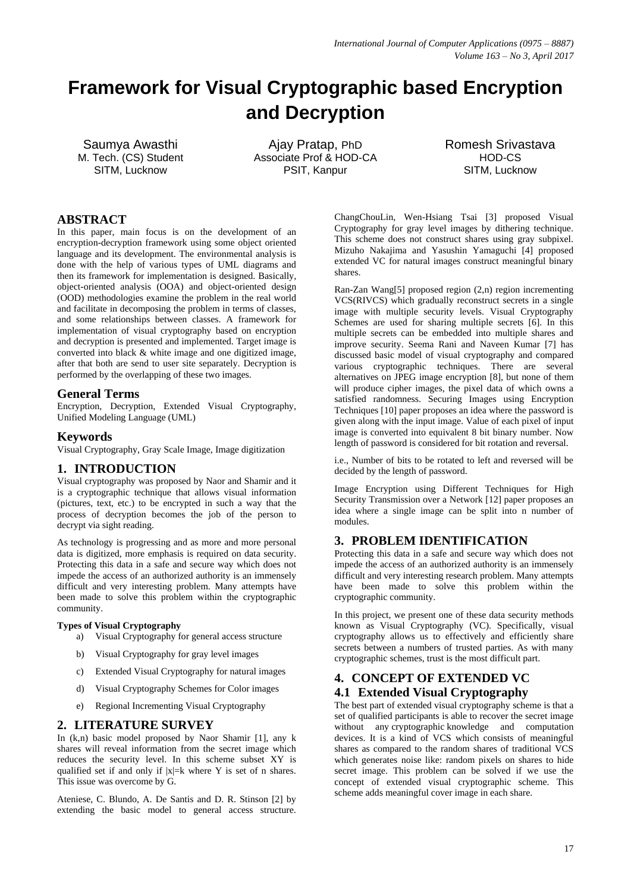# Framework for Visual Cryptographic based Encryption and Decryption

Saumya Awasthi
M. Tech. (CS) Student
SITM, Lucknow

Ajay Pratap, PhD
Associate Prof & HOD-CA
PSIT, Kanpur

Romesh Srivastava
HOD-CS
SITM, Lucknow

## ABSTRACT

In this paper, main focus is on the development of an encryption-decryption framework using some object oriented language and its development. The environmental analysis is done with the help of various types of UML diagrams and then its framework for implementation is designed. Basically, object-oriented analysis (OOA) and object-oriented design (OOD) methodologies examine the problem in the real world and facilitate in decomposing the problem in terms of classes, and some relationships between classes. A framework for implementation of visual cryptography based on encryption and decryption is presented and implemented. Target image is converted into black & white image and one digitized image, after that both are send to user site separately. Decryption is performed by the overlapping of these two images.

## General Terms

Encryption, Decryption, Extended Visual Cryptography, Unified Modeling Language (UML)

## Keywords

Visual Cryptography, Gray Scale Image, Image digitization

## 1. INTRODUCTION

Visual cryptography was proposed by Naor and Shamir and it is a cryptographic technique that allows visual information (pictures, text, etc.) to be encrypted in such a way that the process of decryption becomes the job of the person to decrypt via sight reading.

As technology is progressing and as more and more personal data is digitized, more emphasis is required on data security. Protecting this data in a safe and secure way which does not impede the access of an authorized authority is an immensely difficult and very interesting problem. Many attempts have been made to solve this problem within the cryptographic community.

**Types of Visual Cryptography**

a) Visual Cryptography for general access structure
b) Visual Cryptography for gray level images
c) Extended Visual Cryptography for natural images
d) Visual Cryptography Schemes for Color images
e) Regional Incrementing Visual Cryptography

## 2. LITERATURE SURVEY

In (k,n) basic model proposed by Naor Shamir [1], any k shares will reveal information from the secret image which reduces the security level. In this scheme subset XY is qualified set if and only if $|x|=k$ where Y is set of n shares. This issue was overcome by G.

Ateniese, C. Blundo, A. De Santis and D. R. Stinson [2] by extending the basic model to general access structure. ChangChouLin, Wen-Hsiang Tsai [3] proposed Visual Cryptography for gray level images by dithering technique. This scheme does not construct shares using gray subpixel. Mizuho Nakajima and Yasushin Yamaguchi [4] proposed extended VC for natural images construct meaningful binary shares.

Ran-Zan Wang[5] proposed region (2,n) region incrementing VCS(RIVCS) which gradually reconstruct secrets in a single image with multiple security levels. Visual Cryptography Schemes are used for sharing multiple secrets [6]. In this multiple secrets can be embedded into multiple shares and improve security. Seema Rani and Naveen Kumar [7] has discussed basic model of visual cryptography and compared various cryptographic techniques. There are several alternatives on JPEG image encryption [8], but none of them will produce cipher images, the pixel data of which owns a satisfied randomness. Securing Images using Encryption Techniques [10] paper proposes an idea where the password is given along with the input image. Value of each pixel of input image is converted into equivalent 8 bit binary number. Now length of password is considered for bit rotation and reversal.

i.e., Number of bits to be rotated to left and reversed will be decided by the length of password.

Image Encryption using Different Techniques for High Security Transmission over a Network [12] paper proposes an idea where a single image can be split into n number of modules.

## 3. PROBLEM IDENTIFICATION

Protecting this data in a safe and secure way which does not impede the access of an authorized authority is an immensely difficult and very interesting research problem. Many attempts have been made to solve this problem within the cryptographic community.

In this project, we present one of these data security methods known as Visual Cryptography (VC). Specifically, visual cryptography allows us to effectively and efficiently share secrets between a numbers of trusted parties. As with many cryptographic schemes, trust is the most difficult part.

## 4. CONCEPT OF EXTENDED VC

### 4.1 Extended Visual Cryptography

The best part of extended visual cryptography scheme is that a set of qualified participants is able to recover the secret image without any cryptographic knowledge and computation devices. It is a kind of VCS which consists of meaningful shares as compared to the random shares of traditional VCS which generates noise like: random pixels on shares to hide secret image. This problem can be solved if we use the concept of extended visual cryptographic scheme. This scheme adds meaningful cover image in each share.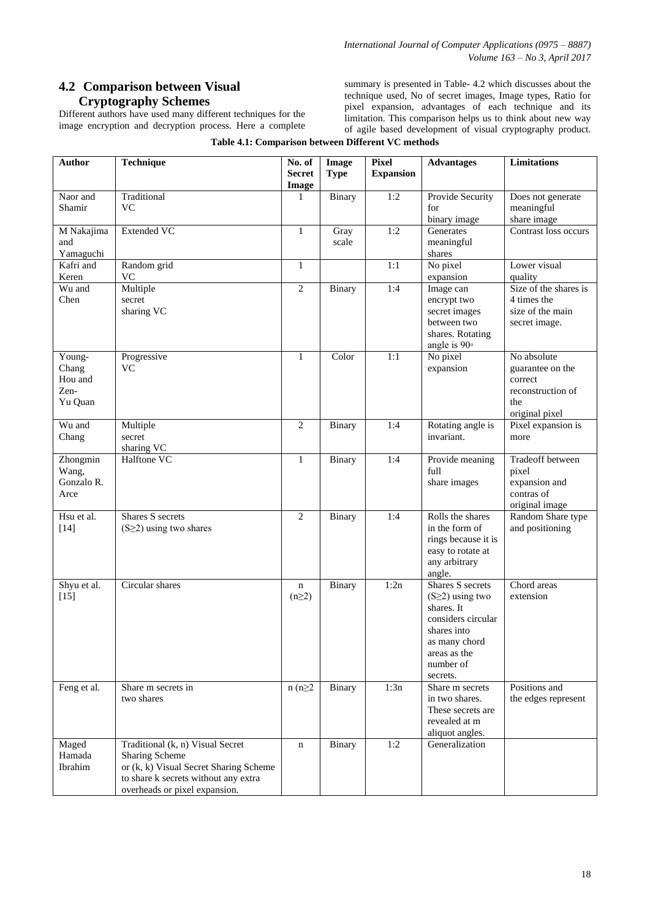## 4.2 Comparison between Visual Cryptography Schemes

Different authors have used many different techniques for the image encryption and decryption process. Here a complete summary is presented in Table- 4.2 which discusses about the technique used, No of secret images, Image types, Ratio for pixel expansion, advantages of each technique and its limitation. This comparison helps us to think about new way of agile based development of visual cryptography product.

**Table 4.1: Comparison between Different VC methods**

| Author | Technique | No. of Secret Image | Image Type | Pixel Expansion | Advantages | Limitations |
|---|---|---|---|---|---|---|
| Naor and Shamir | Traditional VC | 1 | Binary | 1:2 | Provide Security for binary image | Does not generate meaningful share image |
| M Nakajima and Yamaguchi | Extended VC | 1 | Gray scale | 1:2 | Generates meaningful shares | Contrast loss occurs |
| Kafri and Keren | Random grid VC | 1 | | 1:1 | No pixel expansion | Lower visual quality |
| Wu and Chen | Multiple secret sharing VC | 2 | Binary | 1:4 | Image can encrypt two secret images between two shares. Rotating angle is 90◦ | Size of the shares is 4 times the size of the main secret image. |
| Young-Chang Hou and Zen-Yu Quan | Progressive VC | 1 | Color | 1:1 | No pixel expansion | No absolute guarantee on the correct reconstruction of the original pixel |
| Wu and Chang | Multiple secret sharing VC | 2 | Binary | 1:4 | Rotating angle is invariant. | Pixel expansion is more |
| Zhongmin Wang, Gonzalo R. Arce | Halftone VC | 1 | Binary | 1:4 | Provide meaning full share images | Tradeoff between pixel expansion and contras of original image |
| Hsu et al. [14] | Shares S secrets (S≥2) using two shares | 2 | Binary | 1:4 | Rolls the shares in the form of rings because it is easy to rotate at any arbitrary angle. | Random Share type and positioning |
| Shyu et al. [15] | Circular shares | n (n≥2) | Binary | 1:2n | Shares S secrets (S≥2) using two shares. It considers circular shares into as many chord areas as the number of secrets. | Chord areas extension |
| Feng et al. | Share m secrets in two shares | n (n≥2 | Binary | 1:3n | Share m secrets in two shares. These secrets are revealed at m aliquot angles. | Positions and the edges represent |
| Maged Hamada Ibrahim | Traditional (k, n) Visual Secret Sharing Scheme or (k, k) Visual Secret Sharing Scheme to share k secrets without any extra overheads or pixel expansion. | n | Binary | 1:2 | Generalization | |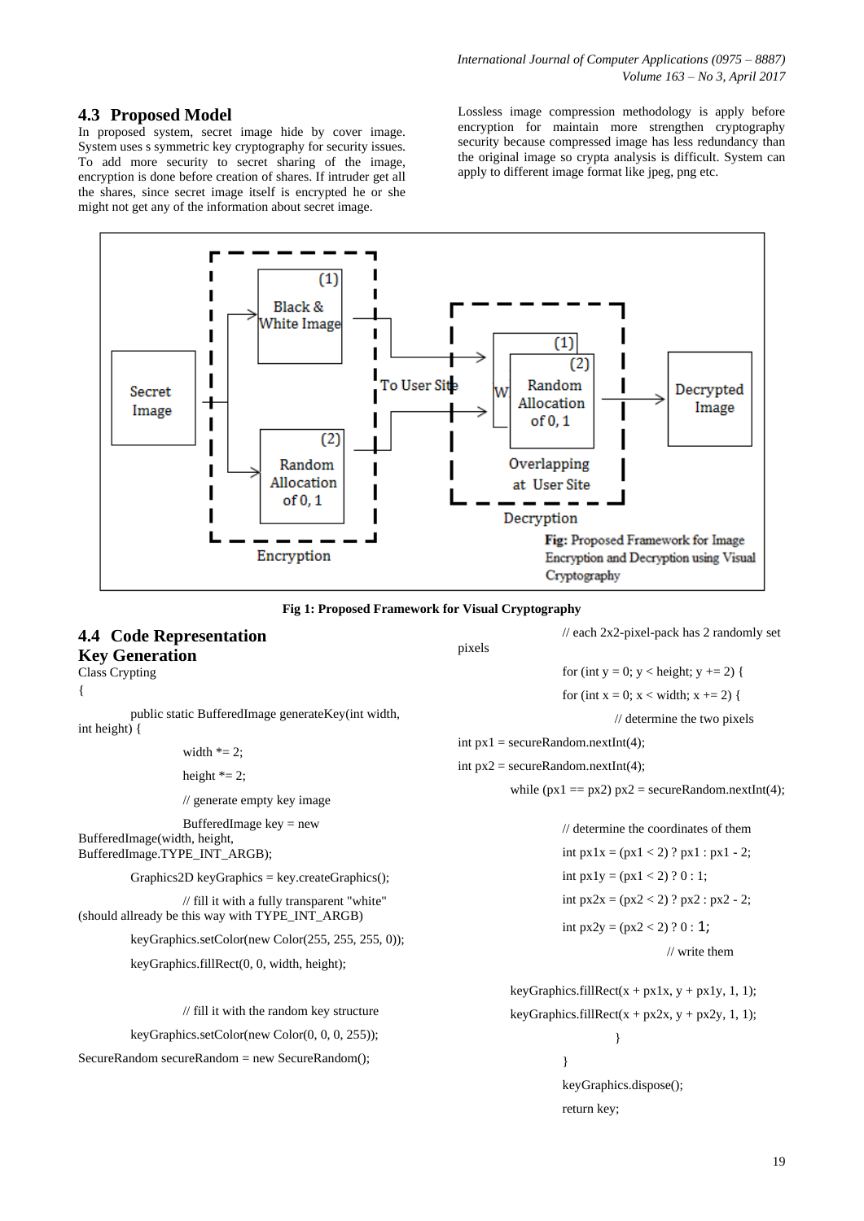## 4.3 Proposed Model

In proposed system, secret image hide by cover image. System uses s symmetric key cryptography for security issues. To add more security to secret sharing of the image, encryption is done before creation of shares. If intruder get all the shares, since secret image itself is encrypted he or she might not get any of the information about secret image.

Lossless image compression methodology is apply before encryption for maintain more strengthen cryptography security because compressed image has less redundancy than the original image so crypta analysis is difficult. System can apply to different image format like jpeg, png etc.

**Fig 1: Proposed Framework for Visual Cryptography**

## 4.4 Code Representation

## Key Generation

```
Class Crypting
{
        public static BufferedImage generateKey(int width,
int height) {
                width *= 2;
                height *= 2;
                // generate empty key image
                BufferedImage key = new
BufferedImage(width, height,
BufferedImage.TYPE_INT_ARGB);
        Graphics2D keyGraphics = key.createGraphics();
                // fill it with a fully transparent "white"
(should allready be this way with TYPE_INT_ARGB)
        keyGraphics.setColor(new Color(255, 255, 255, 0));
        keyGraphics.fillRect(0, 0, width, height);

                // fill it with the random key structure
        keyGraphics.setColor(new Color(0, 0, 0, 255));
SecureRandom secureRandom = new SecureRandom();
                // each 2x2-pixel-pack has 2 randomly set
pixels
                for (int y = 0; y < height; y += 2) {
                for (int x = 0; x < width; x += 2) {
                        // determine the two pixels
int px1 = secureRandom.nextInt(4);
int px2 = secureRandom.nextInt(4);
        while (px1 == px2) px2 = secureRandom.nextInt(4);

                // determine the coordinates of them
                int px1x = (px1 < 2) ? px1 : px1 - 2;
                int px1y = (px1 < 2) ? 0 : 1;
                int px2x = (px2 < 2) ? px2 : px2 - 2;
                int px2y = (px2 < 2) ? 0 : 1;
                                // write them

        keyGraphics.fillRect(x + px1x, y + px1y, 1, 1);
        keyGraphics.fillRect(x + px2x, y + px2y, 1, 1);
                        }
                }
                keyGraphics.dispose();
                return key;
```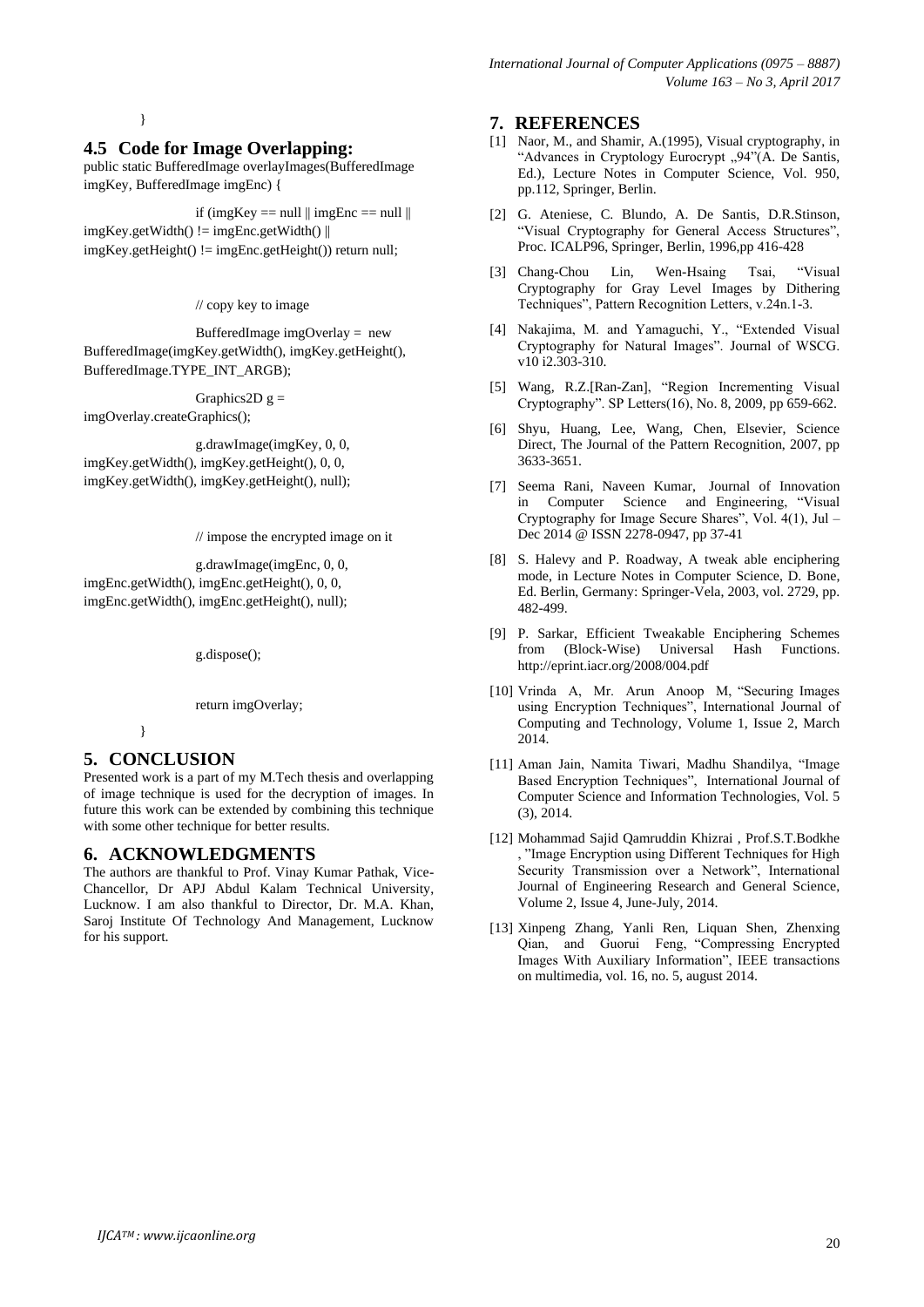}

## 4.5 Code for Image Overlapping:

```
public static BufferedImage overlayImages(BufferedImage imgKey, BufferedImage imgEnc) {

        if (imgKey == null || imgEnc == null ||
imgKey.getWidth() != imgEnc.getWidth() ||
imgKey.getHeight() != imgEnc.getHeight()) return null;

        // copy key to image

        BufferedImage imgOverlay = new
BufferedImage(imgKey.getWidth(), imgKey.getHeight(),
BufferedImage.TYPE_INT_ARGB);

        Graphics2D g =
imgOverlay.createGraphics();

        g.drawImage(imgKey, 0, 0,
imgKey.getWidth(), imgKey.getHeight(), 0, 0,
imgKey.getWidth(), imgKey.getHeight(), null);

        // impose the encrypted image on it

        g.drawImage(imgEnc, 0, 0,
imgEnc.getWidth(), imgEnc.getHeight(), 0, 0,
imgEnc.getWidth(), imgEnc.getHeight(), null);

        g.dispose();

        return imgOverlay;

}
```

## 5. CONCLUSION

Presented work is a part of my M.Tech thesis and overlapping of image technique is used for the decryption of images. In future this work can be extended by combining this technique with some other technique for better results.

## 6. ACKNOWLEDGMENTS

The authors are thankful to Prof. Vinay Kumar Pathak, Vice-Chancellor, Dr APJ Abdul Kalam Technical University, Lucknow. I am also thankful to Director, Dr. M.A. Khan, Saroj Institute Of Technology And Management, Lucknow for his support.

## 7. REFERENCES

[1] Naor, M., and Shamir, A.(1995), Visual cryptography, in "Advances in Cryptology Eurocrypt „94"(A. De Santis, Ed.), Lecture Notes in Computer Science, Vol. 950, pp.112, Springer, Berlin.

[2] G. Ateniese, C. Blundo, A. De Santis, D.R.Stinson, "Visual Cryptography for General Access Structures", Proc. ICALP96, Springer, Berlin, 1996,pp 416-428

[3] Chang-Chou Lin, Wen-Hsaing Tsai, "Visual Cryptography for Gray Level Images by Dithering Techniques", Pattern Recognition Letters, v.24n.1-3.

[4] Nakajima, M. and Yamaguchi, Y., "Extended Visual Cryptography for Natural Images". Journal of WSCG. v10 i2.303-310.

[5] Wang, R.Z.[Ran-Zan], "Region Incrementing Visual Cryptography". SP Letters(16), No. 8, 2009, pp 659-662.

[6] Shyu, Huang, Lee, Wang, Chen, Elsevier, Science Direct, The Journal of the Pattern Recognition, 2007, pp 3633-3651.

[7] Seema Rani, Naveen Kumar, Journal of Innovation in Computer Science and Engineering, "Visual Cryptography for Image Secure Shares", Vol. 4(1), Jul – Dec 2014 @ ISSN 2278-0947, pp 37-41

[8] S. Halevy and P. Roadway, A tweak able enciphering mode, in Lecture Notes in Computer Science, D. Bone, Ed. Berlin, Germany: Springer-Vela, 2003, vol. 2729, pp. 482-499.

[9] P. Sarkar, Efficient Tweakable Enciphering Schemes from (Block-Wise) Universal Hash Functions. http://eprint.iacr.org/2008/004.pdf

[10] Vrinda A, Mr. Arun Anoop M, "Securing Images using Encryption Techniques", International Journal of Computing and Technology, Volume 1, Issue 2, March 2014.

[11] Aman Jain, Namita Tiwari, Madhu Shandilya, "Image Based Encryption Techniques", International Journal of Computer Science and Information Technologies, Vol. 5 (3), 2014.

[12] Mohammad Sajid Qamruddin Khizrai , Prof.S.T.Bodkhe , "Image Encryption using Different Techniques for High Security Transmission over a Network", International Journal of Engineering Research and General Science, Volume 2, Issue 4, June-July, 2014.

[13] Xinpeng Zhang, Yanli Ren, Liquan Shen, Zhenxing Qian, and Guorui Feng, "Compressing Encrypted Images With Auxiliary Information", IEEE transactions on multimedia, vol. 16, no. 5, august 2014.